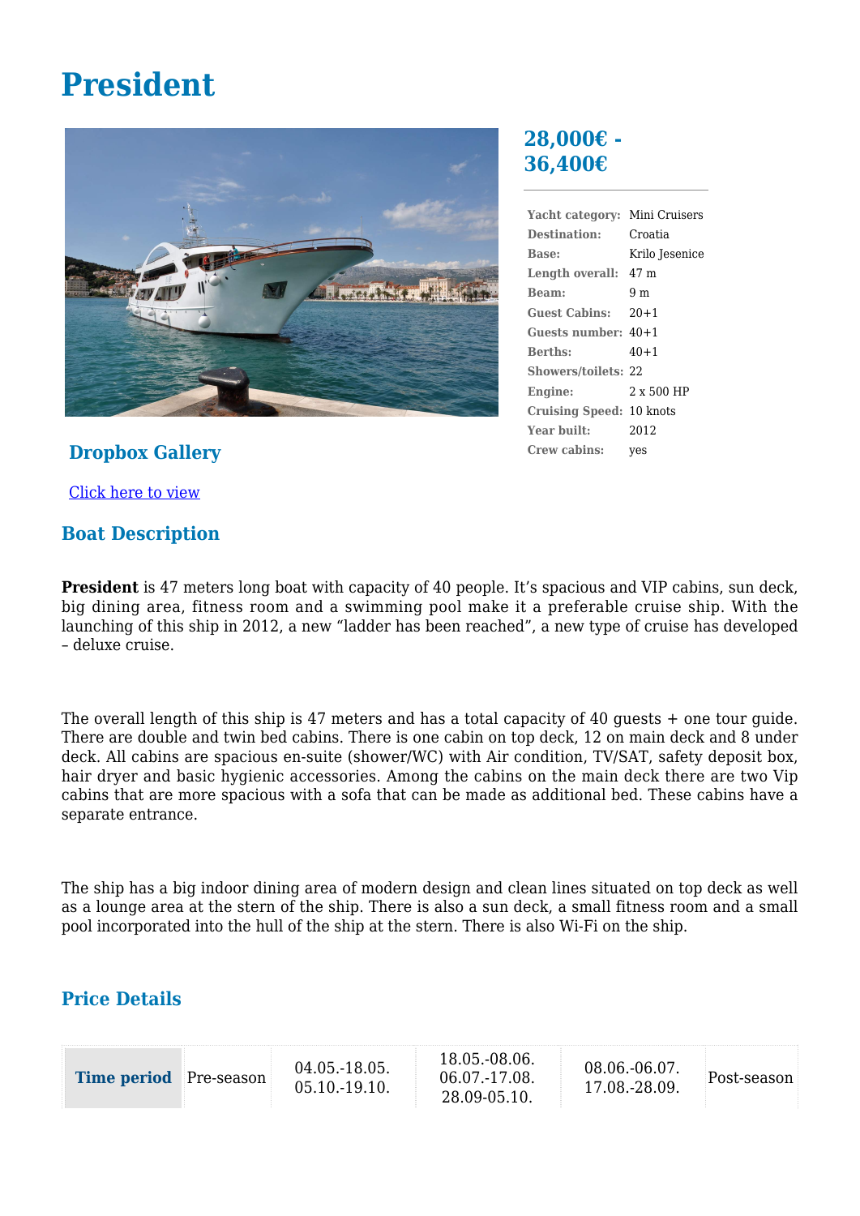# President

## 28,000€ - 36,400€

| | |
|---|---|
| **Yacht category:** | Mini Cruisers |
| **Destination:** | Croatia |
| **Base:** | Krilo Jesenice |
| **Length overall:** | 47 m |
| **Beam:** | 9 m |
| **Guest Cabins:** | 20+1 |
| **Guests number:** | 40+1 |
| **Berths:** | 40+1 |
| **Showers/toilets:** | 22 |
| **Engine:** | 2 x 500 HP |
| **Cruising Speed:** | 10 knots |
| **Year built:** | 2012 |
| **Crew cabins:** | yes |

### Dropbox Gallery

Click here to view

### Boat Description

**President** is 47 meters long boat with capacity of 40 people. It's spacious and VIP cabins, sun deck, big dining area, fitness room and a swimming pool make it a preferable cruise ship. With the launching of this ship in 2012, a new "ladder has been reached", a new type of cruise has developed – deluxe cruise.

The overall length of this ship is 47 meters and has a total capacity of 40 guests + one tour guide. There are double and twin bed cabins. There is one cabin on top deck, 12 on main deck and 8 under deck. All cabins are spacious en-suite (shower/WC) with Air condition, TV/SAT, safety deposit box, hair dryer and basic hygienic accessories. Among the cabins on the main deck there are two Vip cabins that are more spacious with a sofa that can be made as additional bed. These cabins have a separate entrance.

The ship has a big indoor dining area of modern design and clean lines situated on top deck as well as a lounge area at the stern of the ship. There is also a sun deck, a small fitness room and a small pool incorporated into the hull of the ship at the stern. There is also Wi-Fi on the ship.

### Price Details

| **Time period** | Pre-season | 04.05.-18.05.<br>05.10.-19.10. | 18.05.-08.06.<br>06.07.-17.08.<br>28.09-05.10. | 08.06.-06.07.<br>17.08.-28.09. | Post-season |
|---|---|---|---|---|---|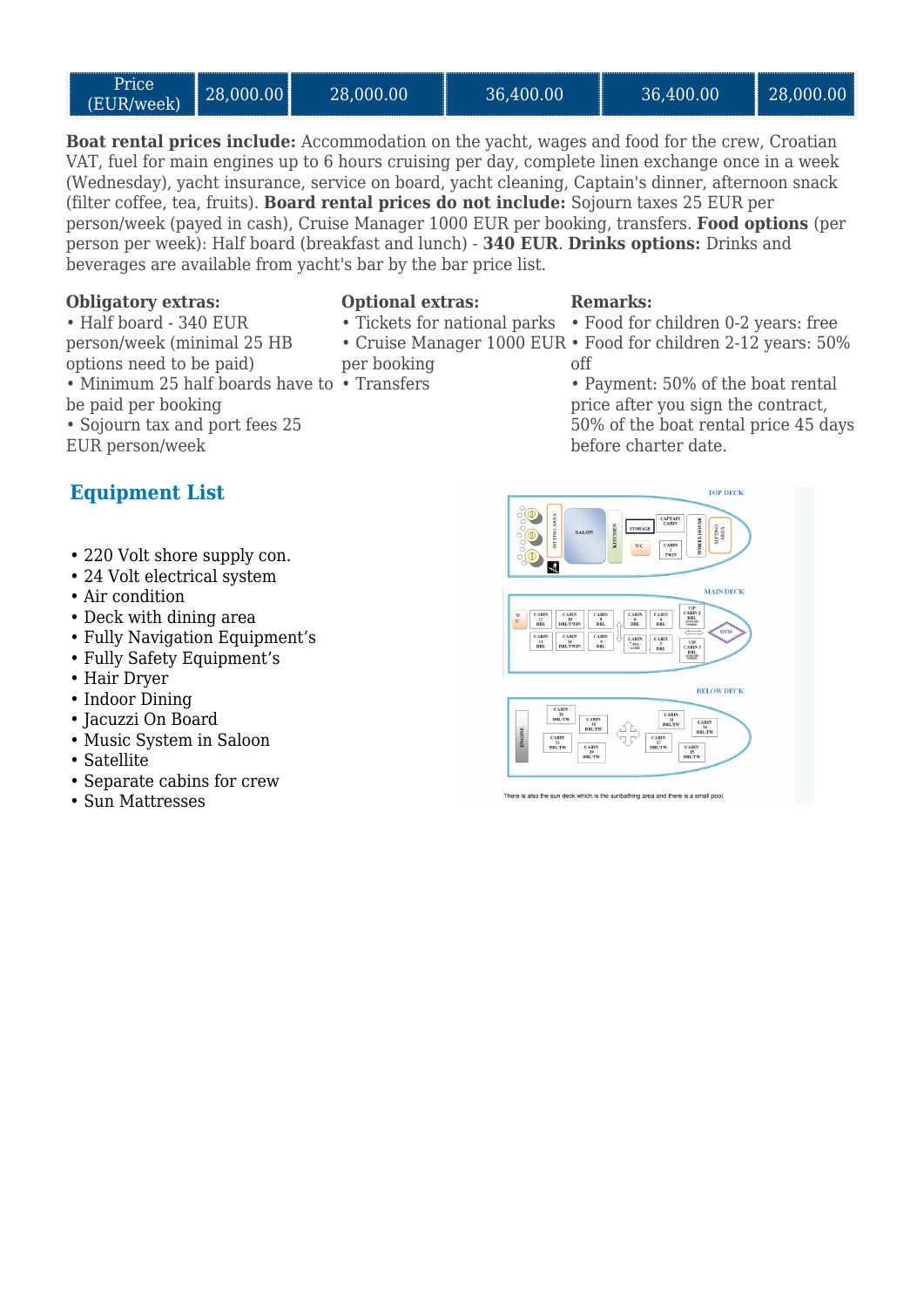| | | | | | |
|---|---|---|---|---|---|
| Price (EUR/week) | 28,000.00 | 28,000.00 | 36,400.00 | 36,400.00 | 28,000.00 |

**Boat rental prices include:** Accommodation on the yacht, wages and food for the crew, Croatian VAT, fuel for main engines up to 6 hours cruising per day, complete linen exchange once in a week (Wednesday), yacht insurance, service on board, yacht cleaning, Captain's dinner, afternoon snack (filter coffee, tea, fruits). **Board rental prices do not include:** Sojourn taxes 25 EUR per person/week (payed in cash), Cruise Manager 1000 EUR per booking, transfers. **Food options** (per person per week): Half board (breakfast and lunch) - **340 EUR**. **Drinks options:** Drinks and beverages are available from yacht's bar by the bar price list.

**Obligatory extras:**
- Half board - 340 EUR person/week (minimal 25 HB options need to be paid)
- Minimum 25 half boards have to be paid per booking
- Sojourn tax and port fees 25 EUR person/week

**Optional extras:**
- Tickets for national parks
- Cruise Manager 1000 EUR per booking
- Transfers

**Remarks:**
- Food for children 0-2 years: free
- Food for children 2-12 years: 50% off
- Payment: 50% of the boat rental price after you sign the contract, 50% of the boat rental price 45 days before charter date.

## Equipment List

- 220 Volt shore supply con.
- 24 Volt electrical system
- Air condition
- Deck with dining area
- Fully Navigation Equipment's
- Fully Safety Equipment's
- Hair Dryer
- Indoor Dining
- Jacuzzi On Board
- Music System in Saloon
- Satellite
- Separate cabins for crew
- Sun Mattresses

TOP DECK
MAIN DECK
BELOW DECK

There is also the sun deck which is the sunbathing area and there is a small pool.